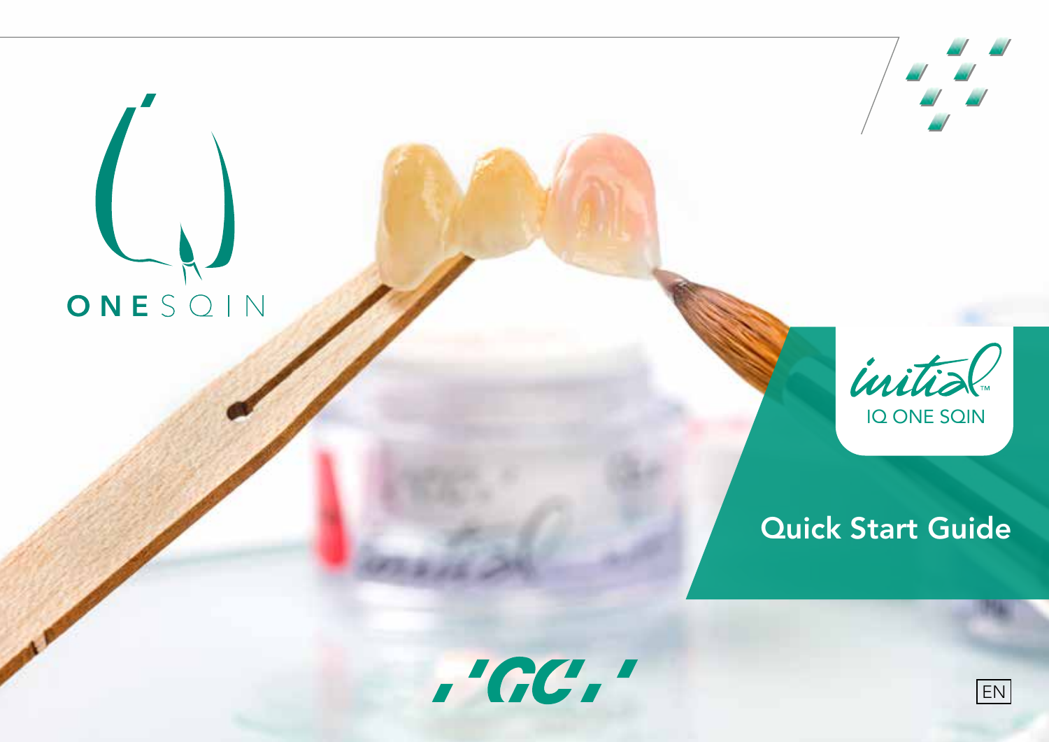ONESQIN

initial™

IQ ONE SQIN

# Quick Start Guide

GC

EN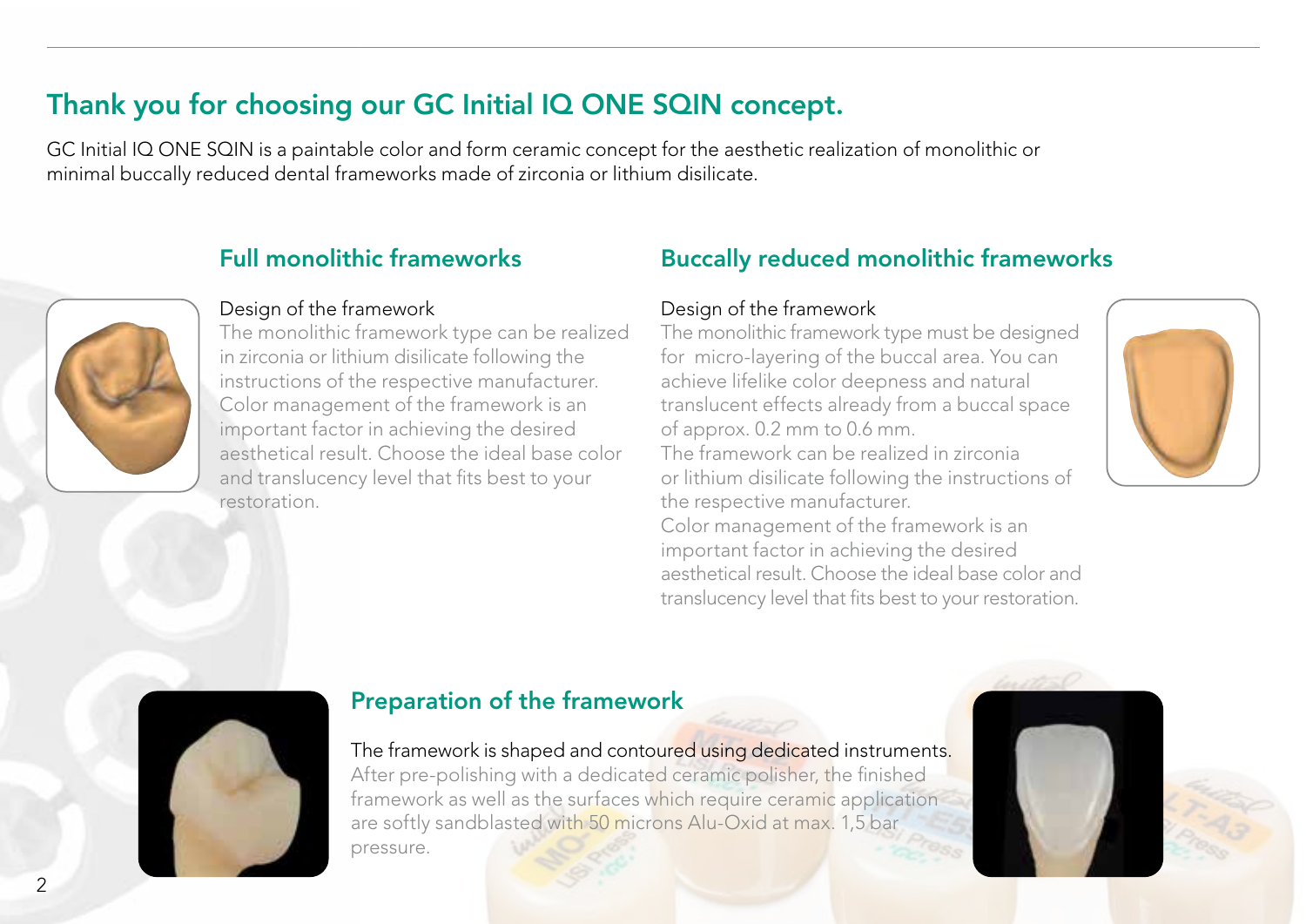# Thank you for choosing our GC Initial IQ ONE SQIN concept.

GC Initial IQ ONE SQIN is a paintable color and form ceramic concept for the aesthetic realization of monolithic or minimal buccally reduced dental frameworks made of zirconia or lithium disilicate.

## Full monolithic frameworks

Design of the framework

The monolithic framework type can be realized in zirconia or lithium disilicate following the instructions of the respective manufacturer. Color management of the framework is an important factor in achieving the desired aesthetical result. Choose the ideal base color and translucency level that fits best to your restoration.

## Buccally reduced monolithic frameworks

Design of the framework

The monolithic framework type must be designed for micro-layering of the buccal area. You can achieve lifelike color deepness and natural translucent effects already from a buccal space of approx. 0.2 mm to 0.6 mm.
The framework can be realized in zirconia or lithium disilicate following the instructions of the respective manufacturer.
Color management of the framework is an important factor in achieving the desired aesthetical result. Choose the ideal base color and translucency level that fits best to your restoration.

## Preparation of the framework

The framework is shaped and contoured using dedicated instruments.
After pre-polishing with a dedicated ceramic polisher, the finished framework as well as the surfaces which require ceramic application are softly sandblasted with 50 microns Alu-Oxid at max. 1,5 bar pressure.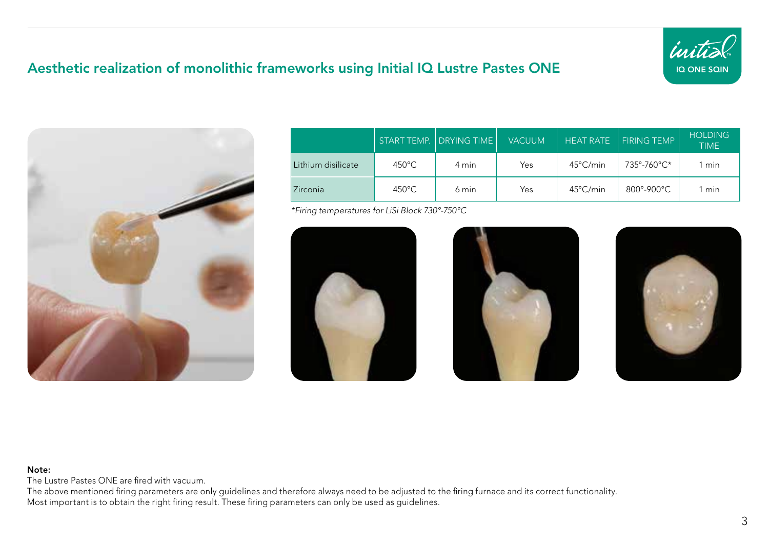# Aesthetic realization of monolithic frameworks using Initial IQ Lustre Pastes ONE

| | START TEMP. | DRYING TIME | VACUUM | HEAT RATE | FIRING TEMP | HOLDING TIME |
|---|---|---|---|---|---|---|
| Lithium disilicate | 450°C | 4 min | Yes | 45°C/min | 735°-760°C* | 1 min |
| Zirconia | 450°C | 6 min | Yes | 45°C/min | 800°-900°C | 1 min |

*\*Firing temperatures for LiSi Block 730°-750°C*

**Note:**
The Lustre Pastes ONE are fired with vacuum.
The above mentioned firing parameters are only guidelines and therefore always need to be adjusted to the firing furnace and its correct functionality.
Most important is to obtain the right firing result. These firing parameters can only be used as guidelines.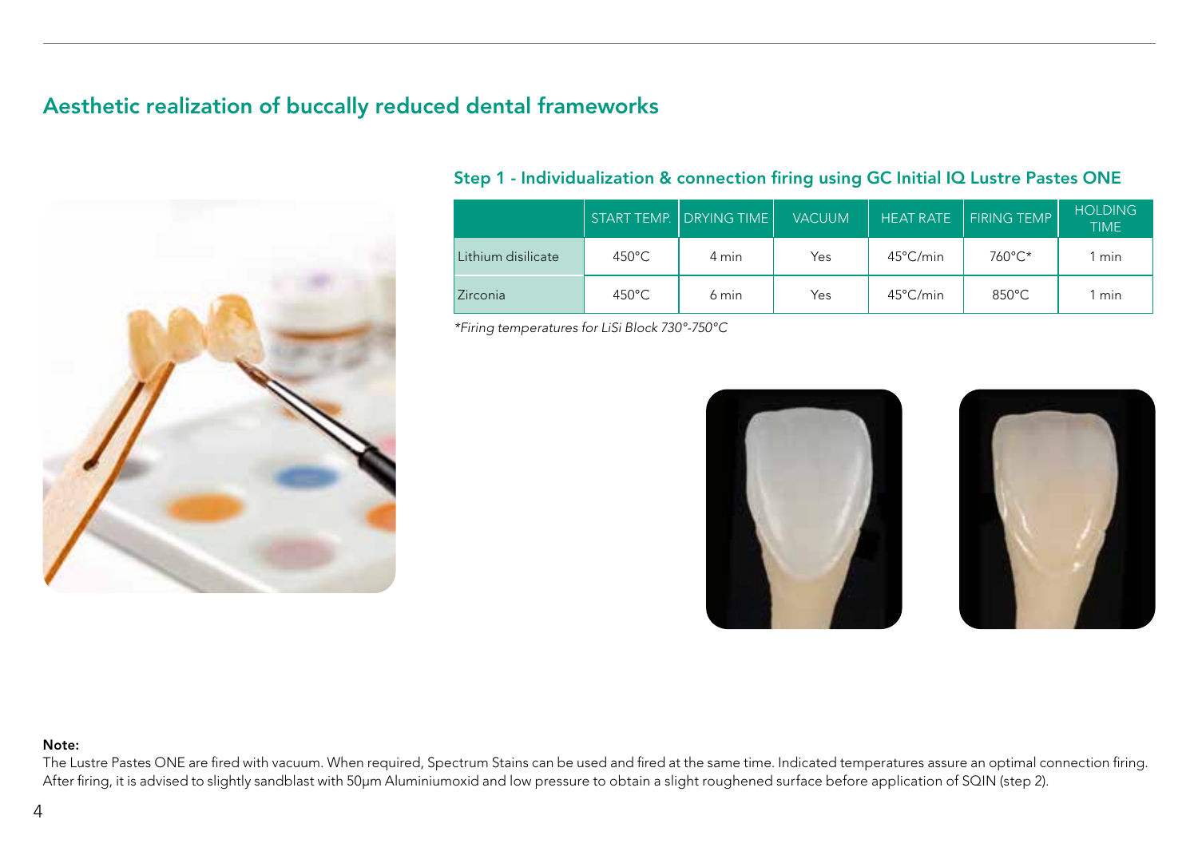## Aesthetic realization of buccally reduced dental frameworks

### Step 1 - Individualization & connection firing using GC Initial IQ Lustre Pastes ONE

| | START TEMP. | DRYING TIME | VACUUM | HEAT RATE | FIRING TEMP | HOLDING TIME |
|---|---|---|---|---|---|---|
| Lithium disilicate | 450°C | 4 min | Yes | 45°C/min | 760°C* | 1 min |
| Zirconia | 450°C | 6 min | Yes | 45°C/min | 850°C | 1 min |

*\*Firing temperatures for LiSi Block 730°-750°C*

**Note:**
The Lustre Pastes ONE are fired with vacuum. When required, Spectrum Stains can be used and fired at the same time. Indicated temperatures assure an optimal connection firing. After firing, it is advised to slightly sandblast with 50µm Aluminiumoxid and low pressure to obtain a slight roughened surface before application of SQIN (step 2).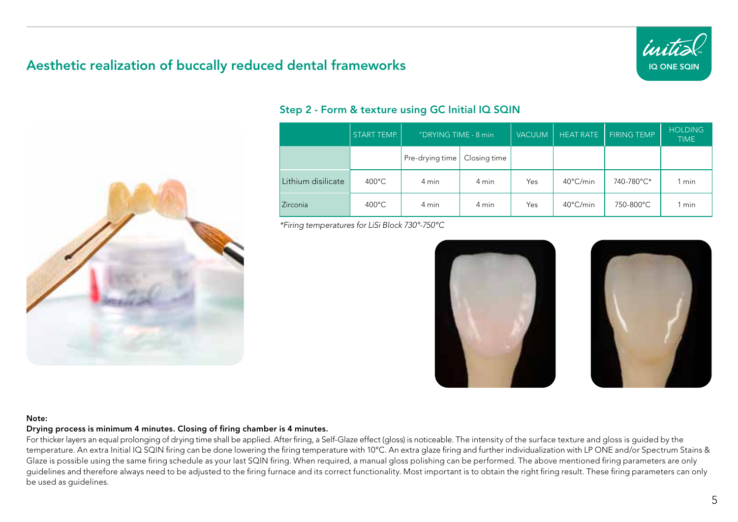## Aesthetic realization of buccally reduced dental frameworks

### Step 2 - Form & texture using GC Initial IQ SQIN

| | START TEMP. | "DRYING TIME - 8 min | | VACUUM | HEAT RATE | FIRING TEMP | HOLDING TIME |
|---|---|---|---|---|---|---|---|
| | | Pre-drying time | Closing time | | | | |
| Lithium disilicate | 400°C | 4 min | 4 min | Yes | 40°C/min | 740-780°C* | 1 min |
| Zirconia | 400°C | 4 min | 4 min | Yes | 40°C/min | 750-800°C | 1 min |

*\*Firing temperatures for LiSi Block 730°-750°C*

**Note:**

**Drying process is minimum 4 minutes. Closing of firing chamber is 4 minutes.**

For thicker layers an equal prolonging of drying time shall be applied. After firing, a Self-Glaze effect (gloss) is noticeable. The intensity of the surface texture and gloss is guided by the temperature. An extra Initial IQ SQIN firing can be done lowering the firing temperature with 10°C. An extra glaze firing and further individualization with LP ONE and/or Spectrum Stains & Glaze is possible using the same firing schedule as your last SQIN firing. When required, a manual gloss polishing can be performed. The above mentioned firing parameters are only guidelines and therefore always need to be adjusted to the firing furnace and its correct functionality. Most important is to obtain the right firing result. These firing parameters can only be used as guidelines.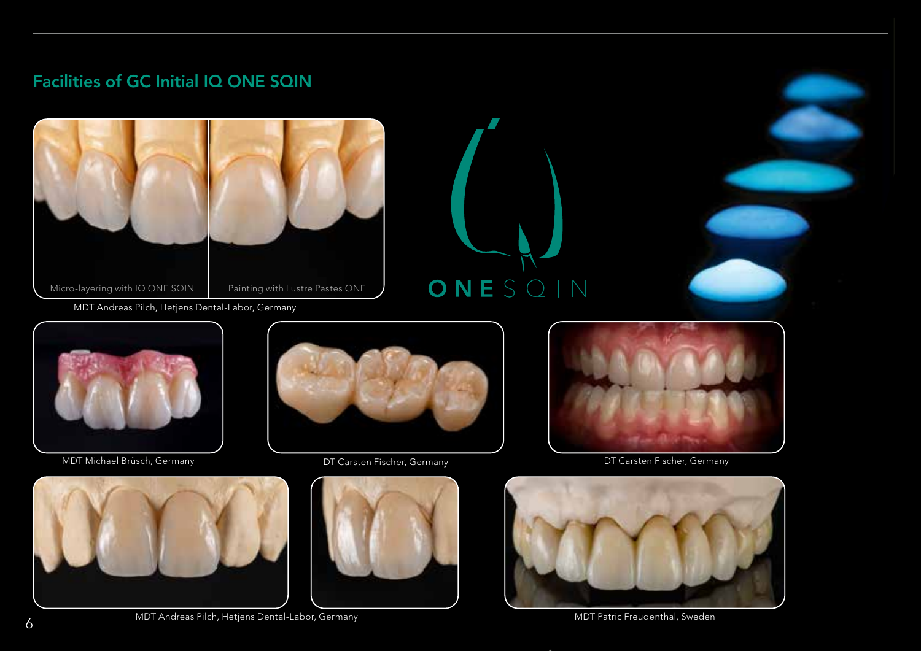## Facilities of GC Initial IQ ONE SQIN

Micro-layering with IQ ONE SQIN

Painting with Lustre Pastes ONE

MDT Andreas Pilch, Hetjens Dental-Labor, Germany

ONE SQIN

MDT Michael Brüsch, Germany

DT Carsten Fischer, Germany

DT Carsten Fischer, Germany

MDT Andreas Pilch, Hetjens Dental-Labor, Germany

MDT Patric Freudenthal, Sweden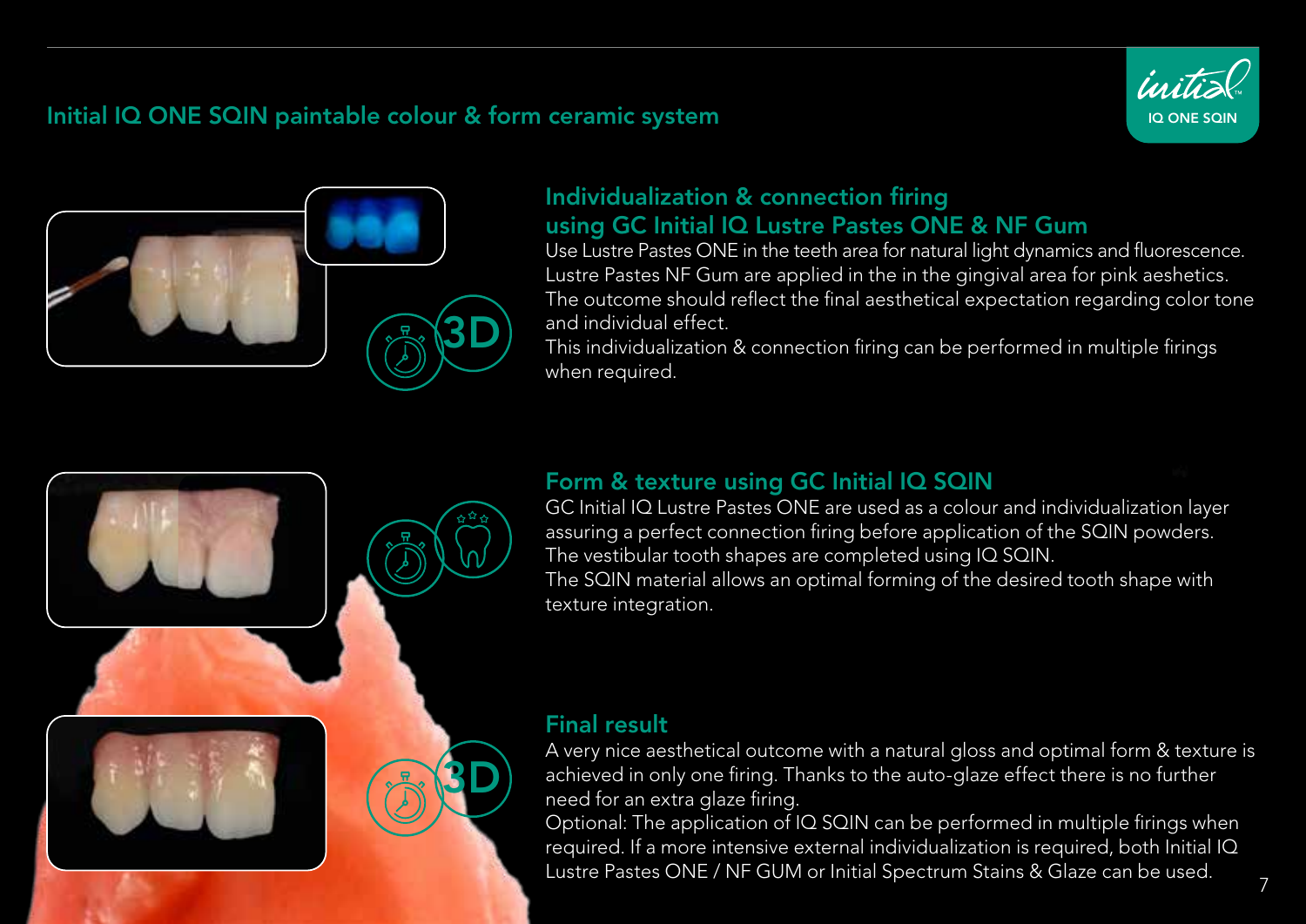## Initial IQ ONE SQIN paintable colour & form ceramic system

### Individualization & connection firing using GC Initial IQ Lustre Pastes ONE & NF Gum

Use Lustre Pastes ONE in the teeth area for natural light dynamics and fluorescence. Lustre Pastes NF Gum are applied in the in the gingival area for pink aeshetics. The outcome should reflect the final aesthetical expectation regarding color tone and individual effect.
This individualization & connection firing can be performed in multiple firings when required.

### Form & texture using GC Initial IQ SQIN

GC Initial IQ Lustre Pastes ONE are used as a colour and individualization layer assuring a perfect connection firing before application of the SQIN powders.
The vestibular tooth shapes are completed using IQ SQIN.
The SQIN material allows an optimal forming of the desired tooth shape with texture integration.

### Final result

A very nice aesthetical outcome with a natural gloss and optimal form & texture is achieved in only one firing. Thanks to the auto-glaze effect there is no further need for an extra glaze firing.
Optional: The application of IQ SQIN can be performed in multiple firings when required. If a more intensive external individualization is required, both Initial IQ Lustre Pastes ONE / NF GUM or Initial Spectrum Stains & Glaze can be used.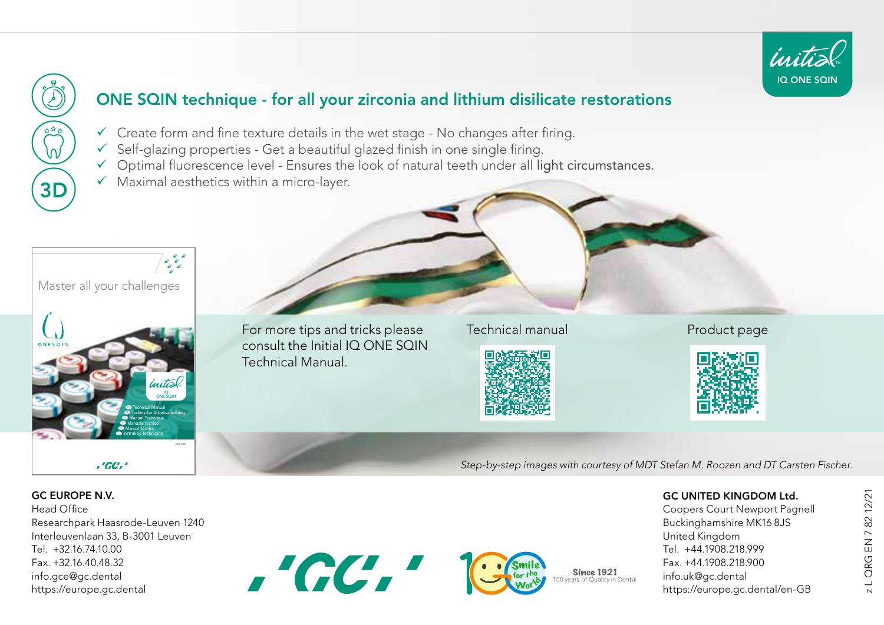## ONE SQIN technique - for all your zirconia and lithium disilicate restorations

- ✓ Create form and fine texture details in the wet stage - No changes after firing.
- ✓ Self-glazing properties - Get a beautiful glazed finish in one single firing.
- ✓ Optimal fluorescence level - Ensures the look of natural teeth under all light circumstances.
- ✓ Maximal aesthetics within a micro-layer.

Master all your challenges

For more tips and tricks please consult the Initial IQ ONE SQIN Technical Manual.

Technical manual

Product page

*Step-by-step images with courtesy of MDT Stefan M. Roozen and DT Carsten Fischer.*

**GC EUROPE N.V.**
Head Office
Researchpark Haasrode-Leuven 1240
Interleuvenlaan 33, B-3001 Leuven
Tel. +32.16.74.10.00
Fax. +32.16.40.48.32
info.gce@gc.dental
https://europe.gc.dental

**GC UNITED KINGDOM Ltd.**
Coopers Court Newport Pagnell
Buckinghamshire MK16 8JS
United Kingdom
Tel. +44.1908.218.999
Fax. +44.1908.218.900
info.uk@gc.dental
https://europe.gc.dental/en-GB

Since 1921
100 years of Quality in Dental

z L QRG EN 7 82 12/21